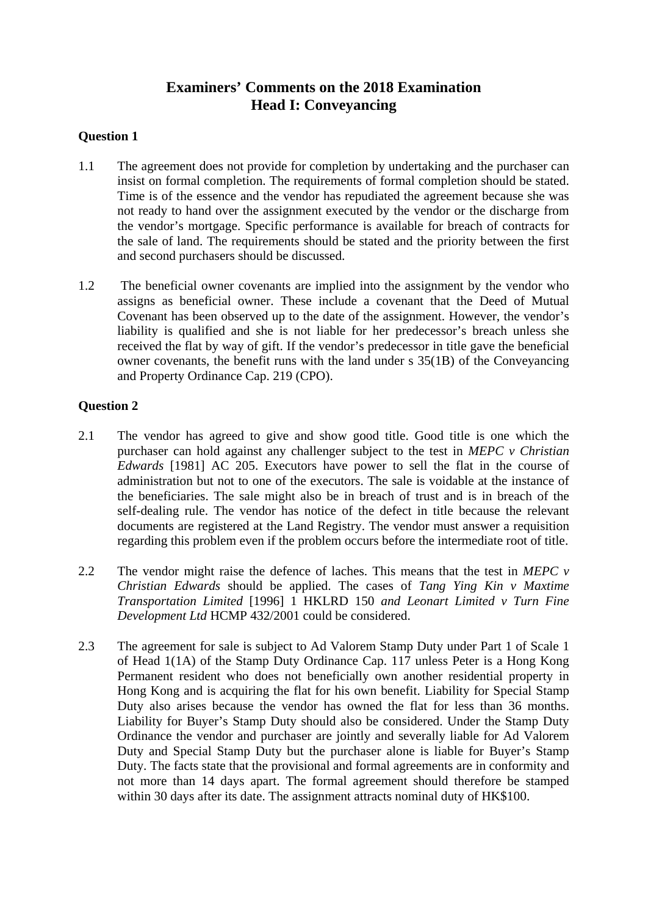# Examiners' Comments on the 2018 Examination
# Head I: Conveyancing

## Question 1

1.1 The agreement does not provide for completion by undertaking and the purchaser can insist on formal completion. The requirements of formal completion should be stated. Time is of the essence and the vendor has repudiated the agreement because she was not ready to hand over the assignment executed by the vendor or the discharge from the vendor's mortgage. Specific performance is available for breach of contracts for the sale of land. The requirements should be stated and the priority between the first and second purchasers should be discussed.

1.2 The beneficial owner covenants are implied into the assignment by the vendor who assigns as beneficial owner. These include a covenant that the Deed of Mutual Covenant has been observed up to the date of the assignment. However, the vendor's liability is qualified and she is not liable for her predecessor's breach unless she received the flat by way of gift. If the vendor's predecessor in title gave the beneficial owner covenants, the benefit runs with the land under s 35(1B) of the Conveyancing and Property Ordinance Cap. 219 (CPO).

## Question 2

2.1 The vendor has agreed to give and show good title. Good title is one which the purchaser can hold against any challenger subject to the test in *MEPC v Christian Edwards* [1981] AC 205. Executors have power to sell the flat in the course of administration but not to one of the executors. The sale is voidable at the instance of the beneficiaries. The sale might also be in breach of trust and is in breach of the self-dealing rule. The vendor has notice of the defect in title because the relevant documents are registered at the Land Registry. The vendor must answer a requisition regarding this problem even if the problem occurs before the intermediate root of title.

2.2 The vendor might raise the defence of laches. This means that the test in *MEPC v Christian Edwards* should be applied. The cases of *Tang Ying Kin v Maxtime Transportation Limited* [1996] 1 HKLRD 150 *and Leonart Limited v Turn Fine Development Ltd* HCMP 432/2001 could be considered.

2.3 The agreement for sale is subject to Ad Valorem Stamp Duty under Part 1 of Scale 1 of Head 1(1A) of the Stamp Duty Ordinance Cap. 117 unless Peter is a Hong Kong Permanent resident who does not beneficially own another residential property in Hong Kong and is acquiring the flat for his own benefit. Liability for Special Stamp Duty also arises because the vendor has owned the flat for less than 36 months. Liability for Buyer's Stamp Duty should also be considered. Under the Stamp Duty Ordinance the vendor and purchaser are jointly and severally liable for Ad Valorem Duty and Special Stamp Duty but the purchaser alone is liable for Buyer's Stamp Duty. The facts state that the provisional and formal agreements are in conformity and not more than 14 days apart. The formal agreement should therefore be stamped within 30 days after its date. The assignment attracts nominal duty of HK$100.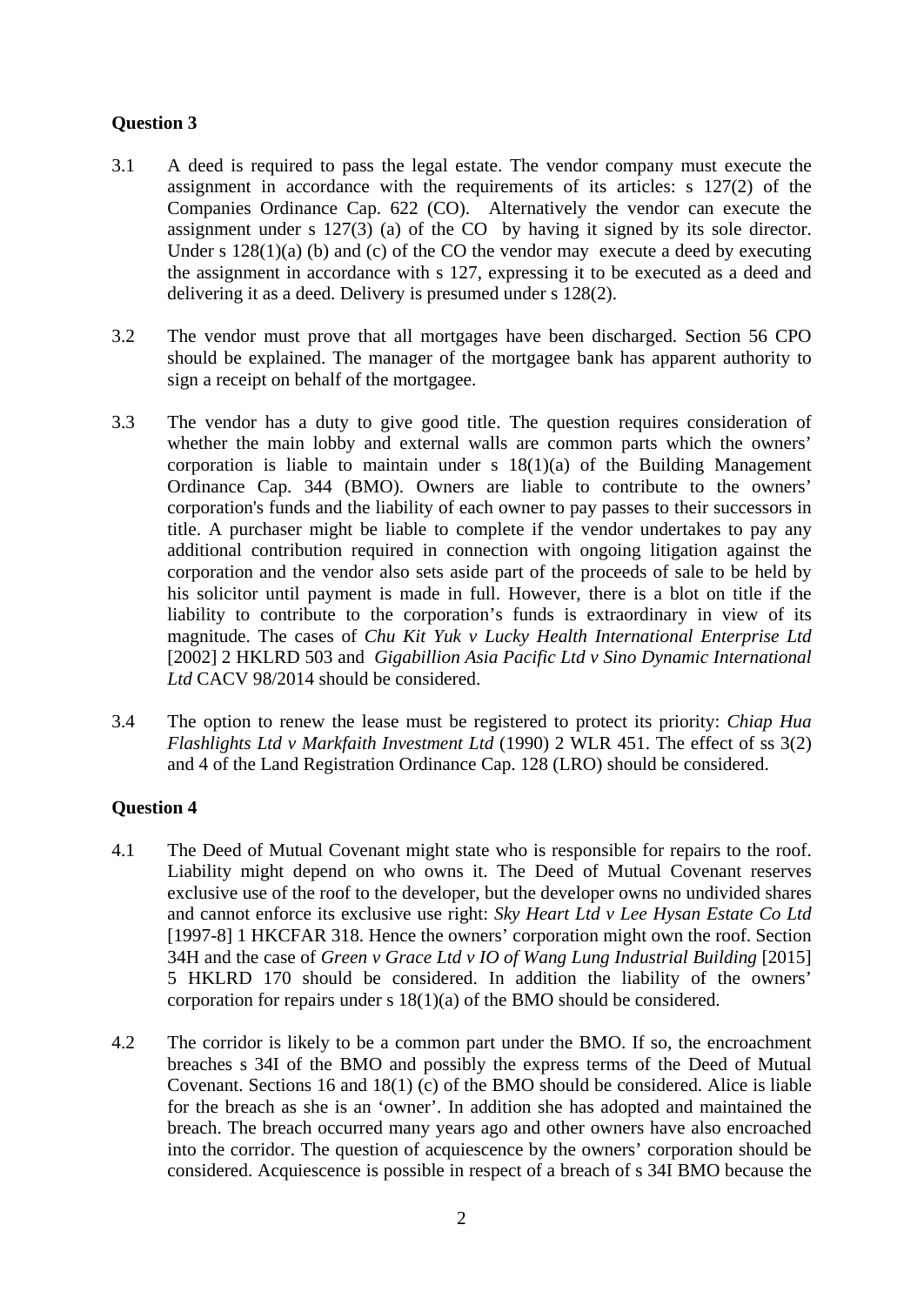**Question 3**

3.1 A deed is required to pass the legal estate. The vendor company must execute the assignment in accordance with the requirements of its articles: s 127(2) of the Companies Ordinance Cap. 622 (CO). Alternatively the vendor can execute the assignment under s 127(3) (a) of the CO by having it signed by its sole director. Under s 128(1)(a) (b) and (c) of the CO the vendor may execute a deed by executing the assignment in accordance with s 127, expressing it to be executed as a deed and delivering it as a deed. Delivery is presumed under s 128(2).

3.2 The vendor must prove that all mortgages have been discharged. Section 56 CPO should be explained. The manager of the mortgagee bank has apparent authority to sign a receipt on behalf of the mortgagee.

3.3 The vendor has a duty to give good title. The question requires consideration of whether the main lobby and external walls are common parts which the owners' corporation is liable to maintain under s 18(1)(a) of the Building Management Ordinance Cap. 344 (BMO). Owners are liable to contribute to the owners' corporation's funds and the liability of each owner to pay passes to their successors in title. A purchaser might be liable to complete if the vendor undertakes to pay any additional contribution required in connection with ongoing litigation against the corporation and the vendor also sets aside part of the proceeds of sale to be held by his solicitor until payment is made in full. However, there is a blot on title if the liability to contribute to the corporation's funds is extraordinary in view of its magnitude. The cases of *Chu Kit Yuk v Lucky Health International Enterprise Ltd* [2002] 2 HKLRD 503 and *Gigabillion Asia Pacific Ltd v Sino Dynamic International Ltd* CACV 98/2014 should be considered.

3.4 The option to renew the lease must be registered to protect its priority: *Chiap Hua Flashlights Ltd v Markfaith Investment Ltd* (1990) 2 WLR 451. The effect of ss 3(2) and 4 of the Land Registration Ordinance Cap. 128 (LRO) should be considered.

**Question 4**

4.1 The Deed of Mutual Covenant might state who is responsible for repairs to the roof. Liability might depend on who owns it. The Deed of Mutual Covenant reserves exclusive use of the roof to the developer, but the developer owns no undivided shares and cannot enforce its exclusive use right: *Sky Heart Ltd v Lee Hysan Estate Co Ltd* [1997-8] 1 HKCFAR 318. Hence the owners' corporation might own the roof. Section 34H and the case of *Green v Grace Ltd v IO of Wang Lung Industrial Building* [2015] 5 HKLRD 170 should be considered. In addition the liability of the owners' corporation for repairs under s 18(1)(a) of the BMO should be considered.

4.2 The corridor is likely to be a common part under the BMO. If so, the encroachment breaches s 34I of the BMO and possibly the express terms of the Deed of Mutual Covenant. Sections 16 and 18(1) (c) of the BMO should be considered. Alice is liable for the breach as she is an 'owner'. In addition she has adopted and maintained the breach. The breach occurred many years ago and other owners have also encroached into the corridor. The question of acquiescence by the owners' corporation should be considered. Acquiescence is possible in respect of a breach of s 34I BMO because the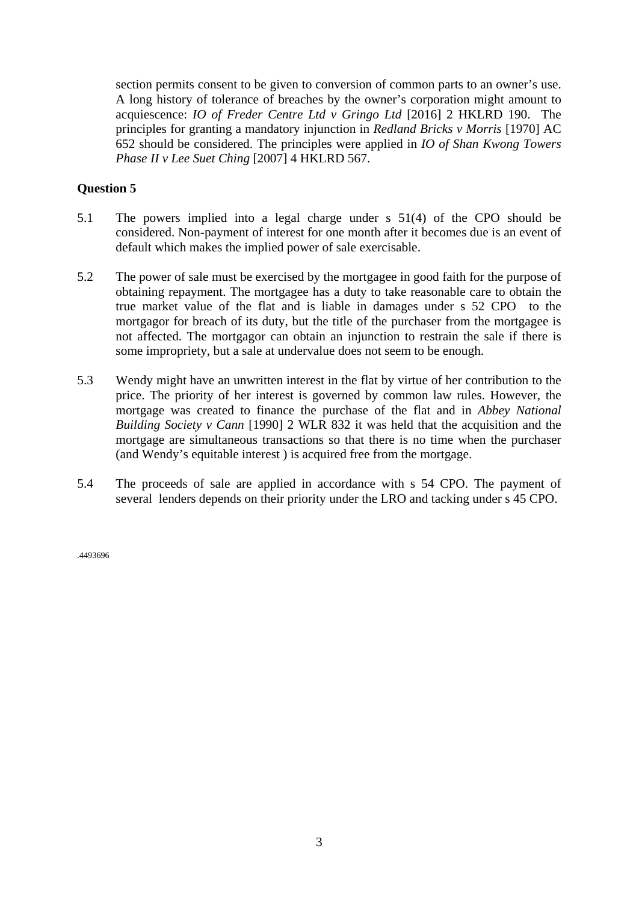section permits consent to be given to conversion of common parts to an owner's use. A long history of tolerance of breaches by the owner's corporation might amount to acquiescence: *IO of Freder Centre Ltd v Gringo Ltd* [2016] 2 HKLRD 190. The principles for granting a mandatory injunction in *Redland Bricks v Morris* [1970] AC 652 should be considered. The principles were applied in *IO of Shan Kwong Towers Phase II v Lee Suet Ching* [2007] 4 HKLRD 567.

**Question 5**

5.1 The powers implied into a legal charge under s 51(4) of the CPO should be considered. Non-payment of interest for one month after it becomes due is an event of default which makes the implied power of sale exercisable.

5.2 The power of sale must be exercised by the mortgagee in good faith for the purpose of obtaining repayment. The mortgagee has a duty to take reasonable care to obtain the true market value of the flat and is liable in damages under s 52 CPO to the mortgagor for breach of its duty, but the title of the purchaser from the mortgagee is not affected. The mortgagor can obtain an injunction to restrain the sale if there is some impropriety, but a sale at undervalue does not seem to be enough.

5.3 Wendy might have an unwritten interest in the flat by virtue of her contribution to the price. The priority of her interest is governed by common law rules. However, the mortgage was created to finance the purchase of the flat and in *Abbey National Building Society v Cann* [1990] 2 WLR 832 it was held that the acquisition and the mortgage are simultaneous transactions so that there is no time when the purchaser (and Wendy's equitable interest ) is acquired free from the mortgage.

5.4 The proceeds of sale are applied in accordance with s 54 CPO. The payment of several lenders depends on their priority under the LRO and tacking under s 45 CPO.

.4493696